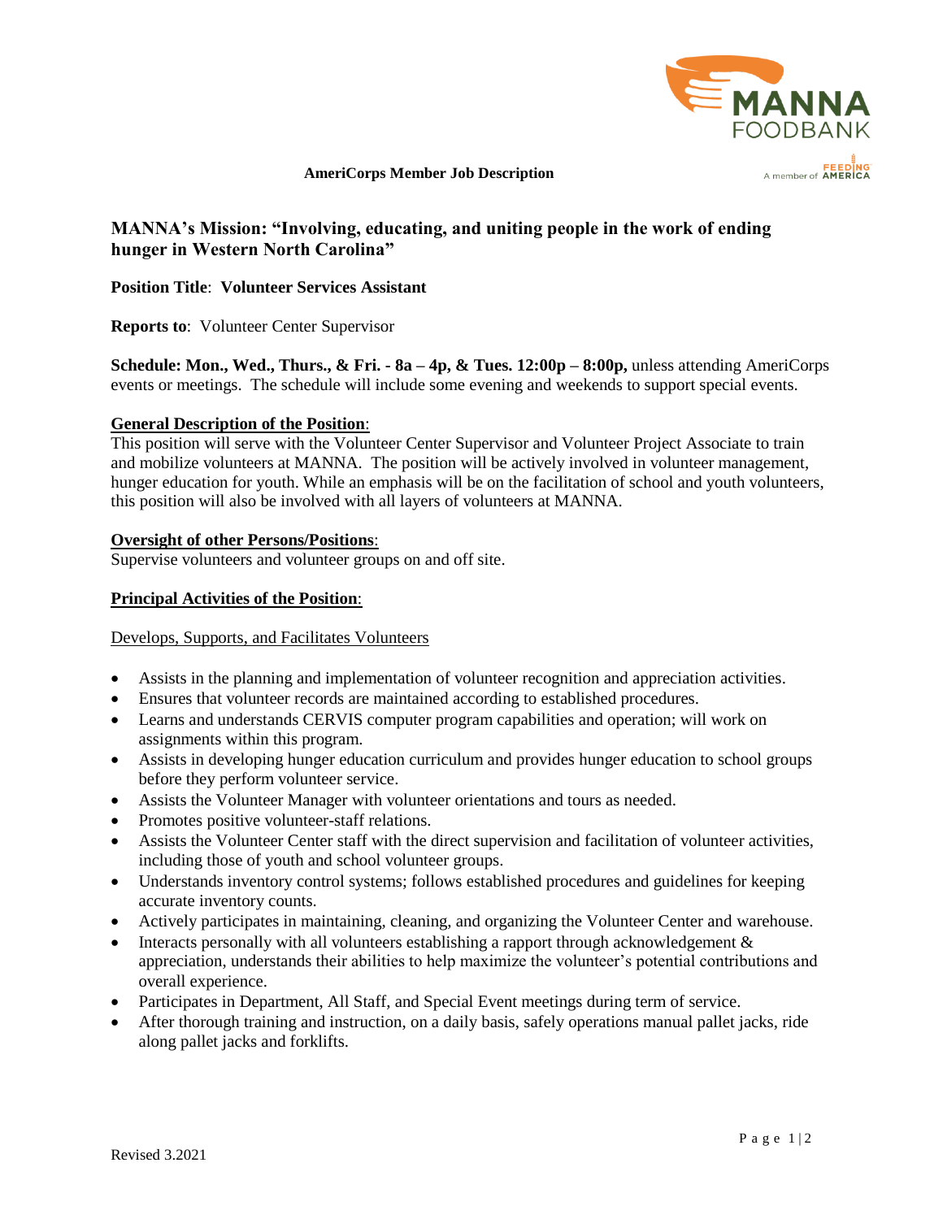**AmeriCorps Member Job Description**

## MANNA's Mission: "Involving, educating, and uniting people in the work of ending hunger in Western North Carolina"

**Position Title**: **Volunteer Services Assistant**

**Reports to**: Volunteer Center Supervisor

**Schedule: Mon., Wed., Thurs., & Fri. - 8a – 4p, & Tues. 12:00p – 8:00p,** unless attending AmeriCorps events or meetings. The schedule will include some evening and weekends to support special events.

**General Description of the Position**:
This position will serve with the Volunteer Center Supervisor and Volunteer Project Associate to train and mobilize volunteers at MANNA. The position will be actively involved in volunteer management, hunger education for youth. While an emphasis will be on the facilitation of school and youth volunteers, this position will also be involved with all layers of volunteers at MANNA.

**Oversight of other Persons/Positions**:
Supervise volunteers and volunteer groups on and off site.

**Principal Activities of the Position**:

Develops, Supports, and Facilitates Volunteers

- Assists in the planning and implementation of volunteer recognition and appreciation activities.
- Ensures that volunteer records are maintained according to established procedures.
- Learns and understands CERVIS computer program capabilities and operation; will work on assignments within this program.
- Assists in developing hunger education curriculum and provides hunger education to school groups before they perform volunteer service.
- Assists the Volunteer Manager with volunteer orientations and tours as needed.
- Promotes positive volunteer-staff relations.
- Assists the Volunteer Center staff with the direct supervision and facilitation of volunteer activities, including those of youth and school volunteer groups.
- Understands inventory control systems; follows established procedures and guidelines for keeping accurate inventory counts.
- Actively participates in maintaining, cleaning, and organizing the Volunteer Center and warehouse.
- Interacts personally with all volunteers establishing a rapport through acknowledgement & appreciation, understands their abilities to help maximize the volunteer's potential contributions and overall experience.
- Participates in Department, All Staff, and Special Event meetings during term of service.
- After thorough training and instruction, on a daily basis, safely operations manual pallet jacks, ride along pallet jacks and forklifts.

Revised 3.2021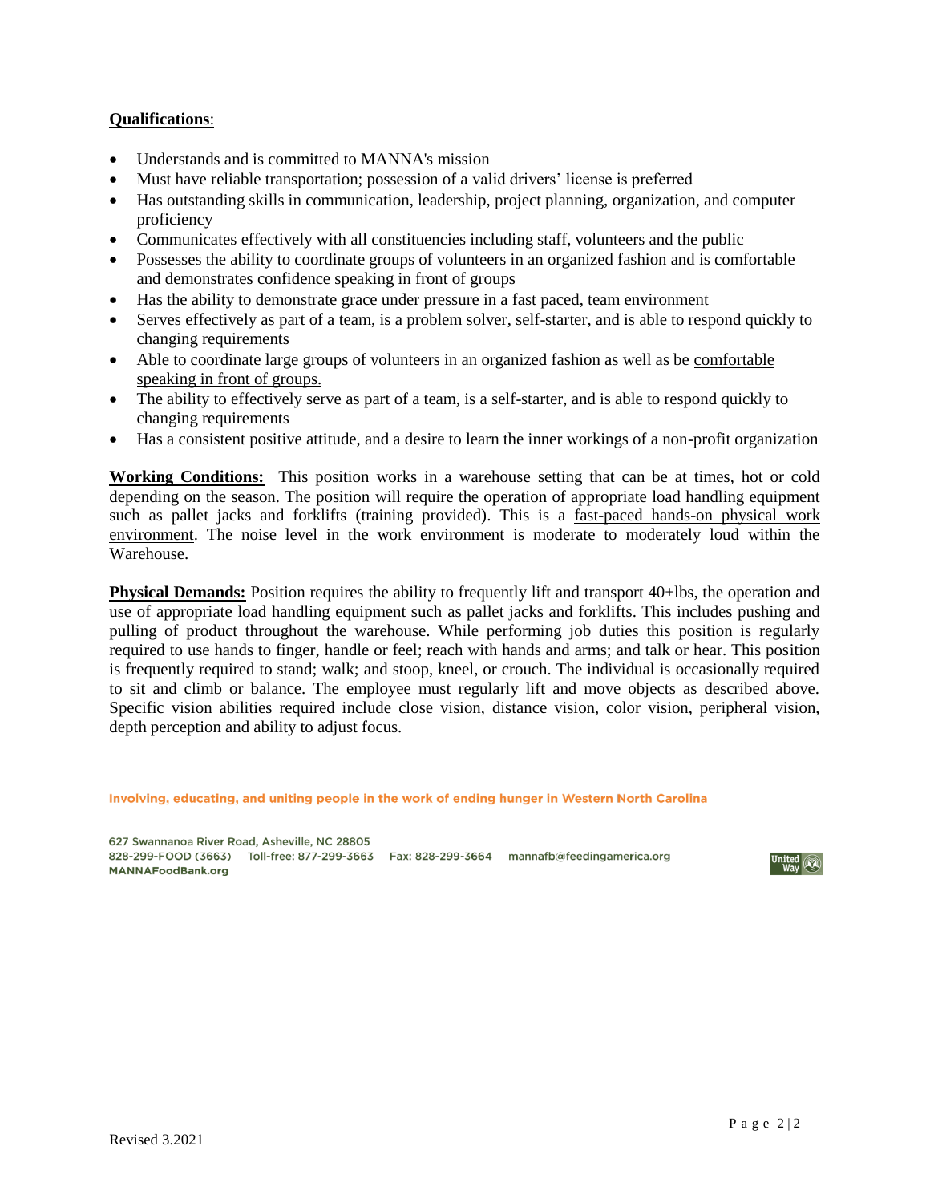**Qualifications**:

- Understands and is committed to MANNA's mission
- Must have reliable transportation; possession of a valid drivers' license is preferred
- Has outstanding skills in communication, leadership, project planning, organization, and computer proficiency
- Communicates effectively with all constituencies including staff, volunteers and the public
- Possesses the ability to coordinate groups of volunteers in an organized fashion and is comfortable and demonstrates confidence speaking in front of groups
- Has the ability to demonstrate grace under pressure in a fast paced, team environment
- Serves effectively as part of a team, is a problem solver, self-starter, and is able to respond quickly to changing requirements
- Able to coordinate large groups of volunteers in an organized fashion as well as be comfortable speaking in front of groups.
- The ability to effectively serve as part of a team, is a self-starter, and is able to respond quickly to changing requirements
- Has a consistent positive attitude, and a desire to learn the inner workings of a non-profit organization

**Working Conditions:** This position works in a warehouse setting that can be at times, hot or cold depending on the season. The position will require the operation of appropriate load handling equipment such as pallet jacks and forklifts (training provided). This is a fast-paced hands-on physical work environment. The noise level in the work environment is moderate to moderately loud within the Warehouse.

**Physical Demands:** Position requires the ability to frequently lift and transport 40+lbs, the operation and use of appropriate load handling equipment such as pallet jacks and forklifts. This includes pushing and pulling of product throughout the warehouse. While performing job duties this position is regularly required to use hands to finger, handle or feel; reach with hands and arms; and talk or hear. This position is frequently required to stand; walk; and stoop, kneel, or crouch. The individual is occasionally required to sit and climb or balance. The employee must regularly lift and move objects as described above. Specific vision abilities required include close vision, distance vision, color vision, peripheral vision, depth perception and ability to adjust focus.

Involving, educating, and uniting people in the work of ending hunger in Western North Carolina

627 Swannanoa River Road, Asheville, NC 28805
828-299-FOOD (3663) Toll-free: 877-299-3663 Fax: 828-299-3664 mannafb@feedingamerica.org
MANNAFoodBank.org

Revised 3.2021